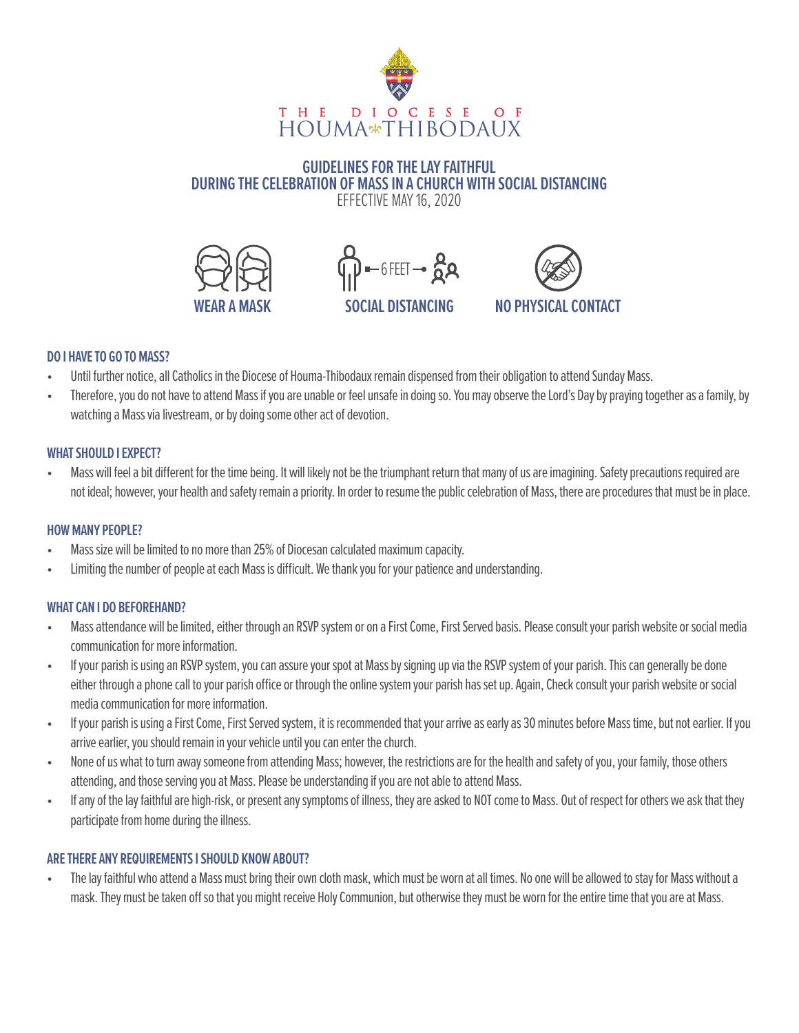THE DIOCESE OF
HOUMA-THIBODAUX

# GUIDELINES FOR THE LAY FAITHFUL DURING THE CELEBRATION OF MASS IN A CHURCH WITH SOCIAL DISTANCING

EFFECTIVE MAY 16, 2020

WEAR A MASK | SOCIAL DISTANCING (6 FEET) | NO PHYSICAL CONTACT

### DO I HAVE TO GO TO MASS?

- Until further notice, all Catholics in the Diocese of Houma-Thibodaux remain dispensed from their obligation to attend Sunday Mass.
- Therefore, you do not have to attend Mass if you are unable or feel unsafe in doing so. You may observe the Lord's Day by praying together as a family, by watching a Mass via livestream, or by doing some other act of devotion.

### WHAT SHOULD I EXPECT?

- Mass will feel a bit different for the time being. It will likely not be the triumphant return that many of us are imagining. Safety precautions required are not ideal; however, your health and safety remain a priority. In order to resume the public celebration of Mass, there are procedures that must be in place.

### HOW MANY PEOPLE?

- Mass size will be limited to no more than 25% of Diocesan calculated maximum capacity.
- Limiting the number of people at each Mass is difficult. We thank you for your patience and understanding.

### WHAT CAN I DO BEFOREHAND?

- Mass attendance will be limited, either through an RSVP system or on a First Come, First Served basis. Please consult your parish website or social media communication for more information.
- If your parish is using an RSVP system, you can assure your spot at Mass by signing up via the RSVP system of your parish. This can generally be done either through a phone call to your parish office or through the online system your parish has set up. Again, Check consult your parish website or social media communication for more information.
- If your parish is using a First Come, First Served system, it is recommended that your arrive as early as 30 minutes before Mass time, but not earlier. If you arrive earlier, you should remain in your vehicle until you can enter the church.
- None of us what to turn away someone from attending Mass; however, the restrictions are for the health and safety of you, your family, those others attending, and those serving you at Mass. Please be understanding if you are not able to attend Mass.
- If any of the lay faithful are high-risk, or present any symptoms of illness, they are asked to NOT come to Mass. Out of respect for others we ask that they participate from home during the illness.

### ARE THERE ANY REQUIREMENTS I SHOULD KNOW ABOUT?

- The lay faithful who attend a Mass must bring their own cloth mask, which must be worn at all times. No one will be allowed to stay for Mass without a mask. They must be taken off so that you might receive Holy Communion, but otherwise they must be worn for the entire time that you are at Mass.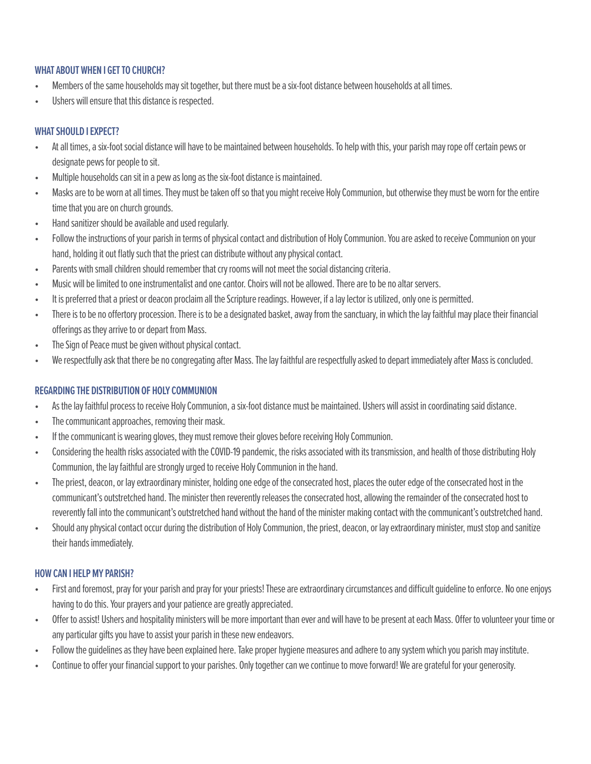### WHAT ABOUT WHEN I GET TO CHURCH?

- Members of the same households may sit together, but there must be a six-foot distance between households at all times.
- Ushers will ensure that this distance is respected.

### WHAT SHOULD I EXPECT?

- At all times, a six-foot social distance will have to be maintained between households. To help with this, your parish may rope off certain pews or designate pews for people to sit.
- Multiple households can sit in a pew as long as the six-foot distance is maintained.
- Masks are to be worn at all times. They must be taken off so that you might receive Holy Communion, but otherwise they must be worn for the entire time that you are on church grounds.
- Hand sanitizer should be available and used regularly.
- Follow the instructions of your parish in terms of physical contact and distribution of Holy Communion. You are asked to receive Communion on your hand, holding it out flatly such that the priest can distribute without any physical contact.
- Parents with small children should remember that cry rooms will not meet the social distancing criteria.
- Music will be limited to one instrumentalist and one cantor. Choirs will not be allowed. There are to be no altar servers.
- It is preferred that a priest or deacon proclaim all the Scripture readings. However, if a lay lector is utilized, only one is permitted.
- There is to be no offertory procession. There is to be a designated basket, away from the sanctuary, in which the lay faithful may place their financial offerings as they arrive to or depart from Mass.
- The Sign of Peace must be given without physical contact.
- We respectfully ask that there be no congregating after Mass. The lay faithful are respectfully asked to depart immediately after Mass is concluded.

### REGARDING THE DISTRIBUTION OF HOLY COMMUNION

- As the lay faithful process to receive Holy Communion, a six-foot distance must be maintained. Ushers will assist in coordinating said distance.
- The communicant approaches, removing their mask.
- If the communicant is wearing gloves, they must remove their gloves before receiving Holy Communion.
- Considering the health risks associated with the COVID-19 pandemic, the risks associated with its transmission, and health of those distributing Holy Communion, the lay faithful are strongly urged to receive Holy Communion in the hand.
- The priest, deacon, or lay extraordinary minister, holding one edge of the consecrated host, places the outer edge of the consecrated host in the communicant's outstretched hand. The minister then reverently releases the consecrated host, allowing the remainder of the consecrated host to reverently fall into the communicant's outstretched hand without the hand of the minister making contact with the communicant's outstretched hand.
- Should any physical contact occur during the distribution of Holy Communion, the priest, deacon, or lay extraordinary minister, must stop and sanitize their hands immediately.

### HOW CAN I HELP MY PARISH?

- First and foremost, pray for your parish and pray for your priests! These are extraordinary circumstances and difficult guideline to enforce. No one enjoys having to do this. Your prayers and your patience are greatly appreciated.
- Offer to assist! Ushers and hospitality ministers will be more important than ever and will have to be present at each Mass. Offer to volunteer your time or any particular gifts you have to assist your parish in these new endeavors.
- Follow the guidelines as they have been explained here. Take proper hygiene measures and adhere to any system which you parish may institute.
- Continue to offer your financial support to your parishes. Only together can we continue to move forward! We are grateful for your generosity.